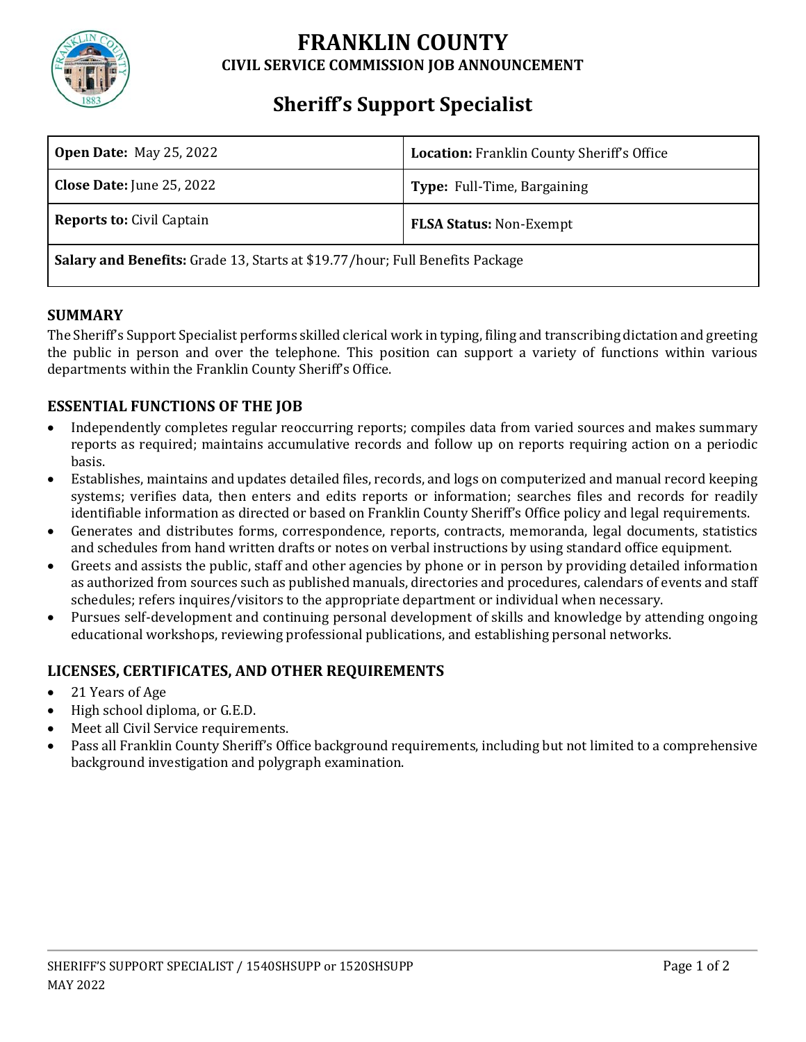# FRANKLIN COUNTY

**CIVIL SERVICE COMMISSION JOB ANNOUNCEMENT**

## Sheriff's Support Specialist

| | |
|---|---|
| **Open Date:** May 25, 2022 | **Location:** Franklin County Sheriff's Office |
| **Close Date:** June 25, 2022 | **Type:** Full-Time, Bargaining |
| **Reports to:** Civil Captain | **FLSA Status:** Non-Exempt |
| **Salary and Benefits:** Grade 13, Starts at $19.77/hour; Full Benefits Package | |

### SUMMARY

The Sheriff's Support Specialist performs skilled clerical work in typing, filing and transcribing dictation and greeting the public in person and over the telephone. This position can support a variety of functions within various departments within the Franklin County Sheriff's Office.

### ESSENTIAL FUNCTIONS OF THE JOB

- Independently completes regular reoccurring reports; compiles data from varied sources and makes summary reports as required; maintains accumulative records and follow up on reports requiring action on a periodic basis.
- Establishes, maintains and updates detailed files, records, and logs on computerized and manual record keeping systems; verifies data, then enters and edits reports or information; searches files and records for readily identifiable information as directed or based on Franklin County Sheriff's Office policy and legal requirements.
- Generates and distributes forms, correspondence, reports, contracts, memoranda, legal documents, statistics and schedules from hand written drafts or notes on verbal instructions by using standard office equipment.
- Greets and assists the public, staff and other agencies by phone or in person by providing detailed information as authorized from sources such as published manuals, directories and procedures, calendars of events and staff schedules; refers inquires/visitors to the appropriate department or individual when necessary.
- Pursues self-development and continuing personal development of skills and knowledge by attending ongoing educational workshops, reviewing professional publications, and establishing personal networks.

### LICENSES, CERTIFICATES, AND OTHER REQUIREMENTS

- 21 Years of Age
- High school diploma, or G.E.D.
- Meet all Civil Service requirements.
- Pass all Franklin County Sheriff's Office background requirements, including but not limited to a comprehensive background investigation and polygraph examination.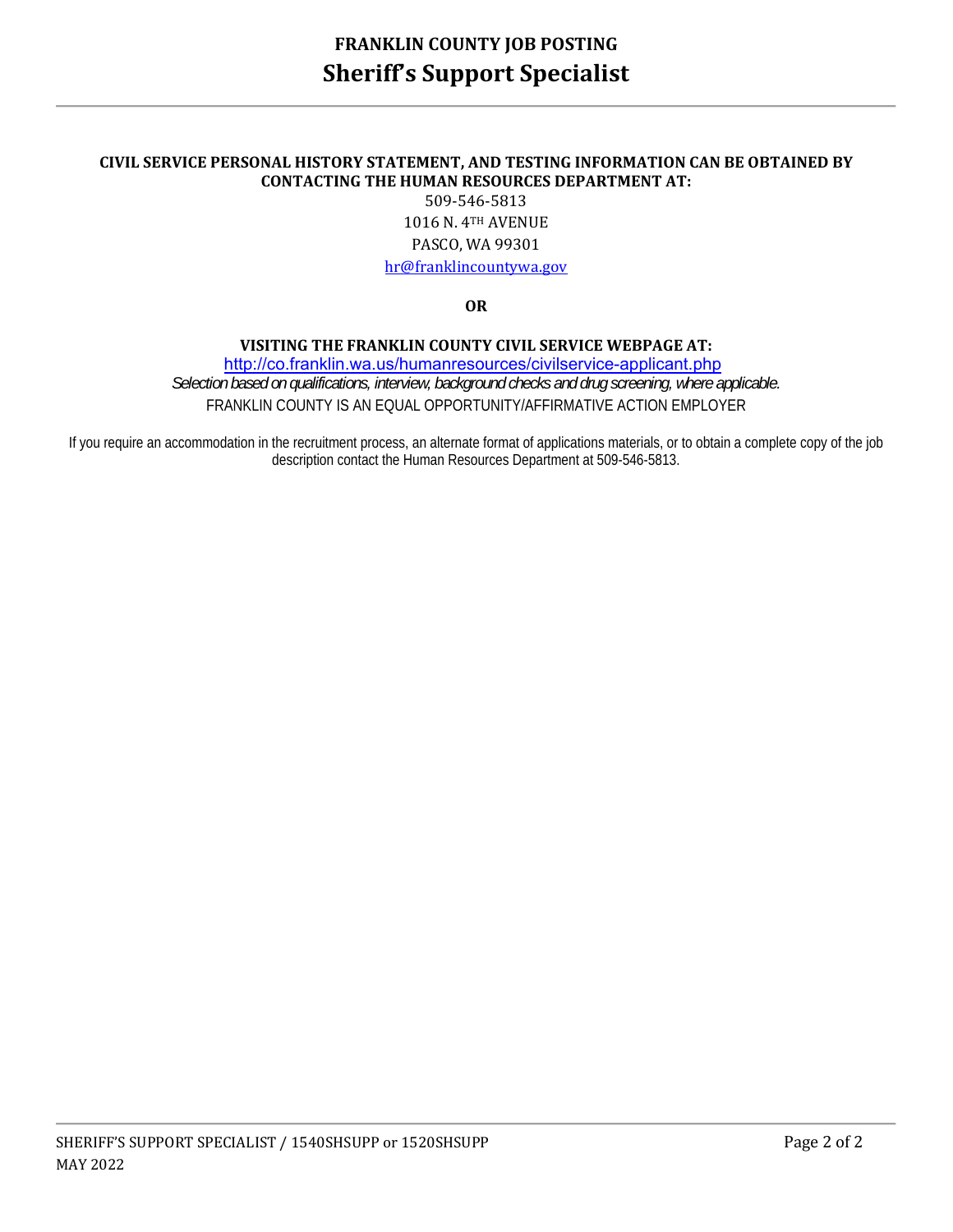# FRANKLIN COUNTY JOB POSTING
## Sheriff's Support Specialist

**CIVIL SERVICE PERSONAL HISTORY STATEMENT, AND TESTING INFORMATION CAN BE OBTAINED BY CONTACTING THE HUMAN RESOURCES DEPARTMENT AT:**

509-546-5813
1016 N. 4TH AVENUE
PASCO, WA 99301
hr@franklincountywa.gov

**OR**

**VISITING THE FRANKLIN COUNTY CIVIL SERVICE WEBPAGE AT:**

http://co.franklin.wa.us/humanresources/civilservice-applicant.php

*Selection based on qualifications, interview, background checks and drug screening, where applicable.*

FRANKLIN COUNTY IS AN EQUAL OPPORTUNITY/AFFIRMATIVE ACTION EMPLOYER

If you require an accommodation in the recruitment process, an alternate format of applications materials, or to obtain a complete copy of the job description contact the Human Resources Department at 509-546-5813.